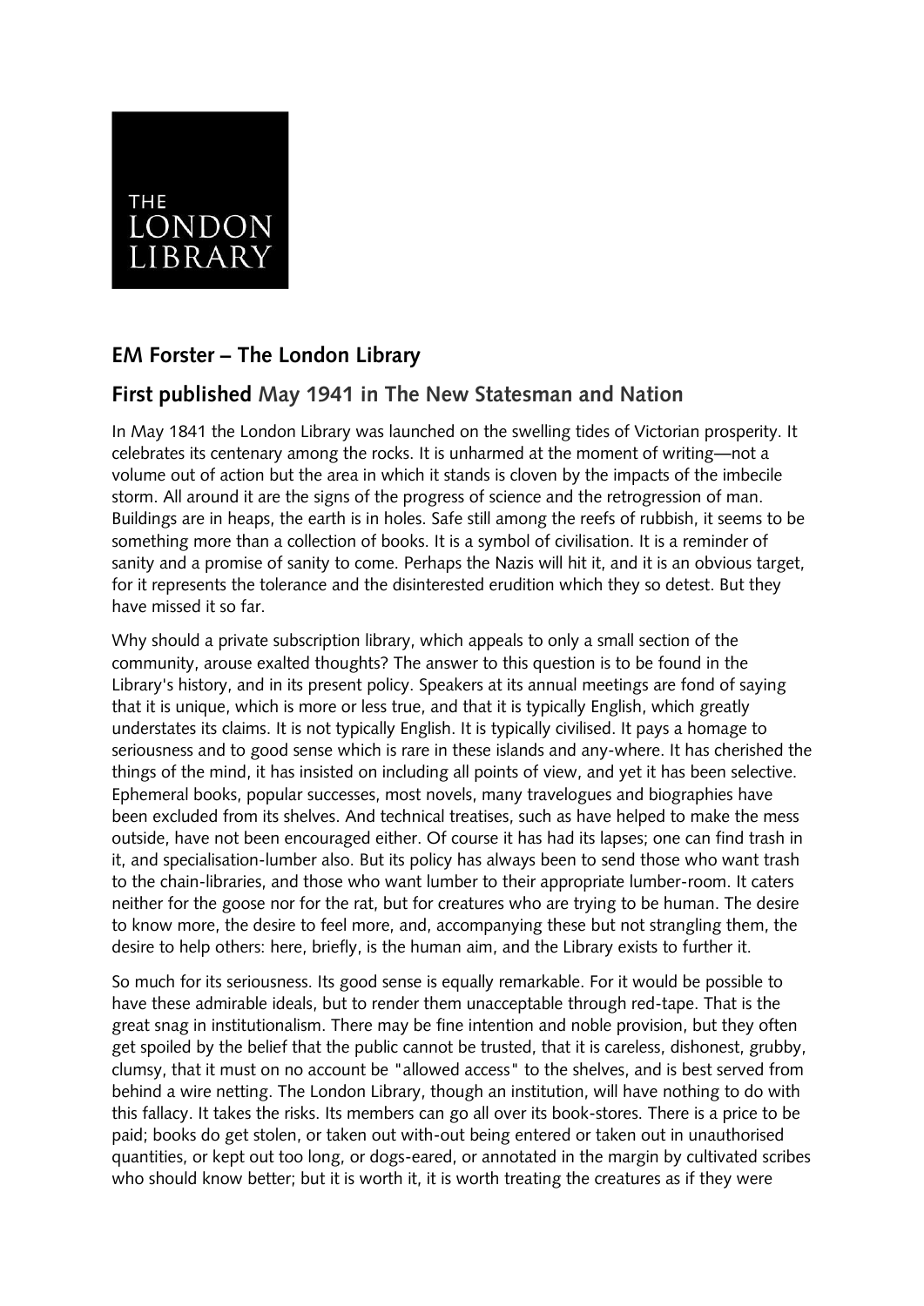THE LONDON LIBRARY

## EM Forster – The London Library

## First published May 1941 in The New Statesman and Nation

In May 1841 the London Library was launched on the swelling tides of Victorian prosperity. It celebrates its centenary among the rocks. It is unharmed at the moment of writing—not a volume out of action but the area in which it stands is cloven by the impacts of the imbecile storm. All around it are the signs of the progress of science and the retrogression of man. Buildings are in heaps, the earth is in holes. Safe still among the reefs of rubbish, it seems to be something more than a collection of books. It is a symbol of civilisation. It is a reminder of sanity and a promise of sanity to come. Perhaps the Nazis will hit it, and it is an obvious target, for it represents the tolerance and the disinterested erudition which they so detest. But they have missed it so far.

Why should a private subscription library, which appeals to only a small section of the community, arouse exalted thoughts? The answer to this question is to be found in the Library's history, and in its present policy. Speakers at its annual meetings are fond of saying that it is unique, which is more or less true, and that it is typically English, which greatly understates its claims. It is not typically English. It is typically civilised. It pays a homage to seriousness and to good sense which is rare in these islands and any-where. It has cherished the things of the mind, it has insisted on including all points of view, and yet it has been selective. Ephemeral books, popular successes, most novels, many travelogues and biographies have been excluded from its shelves. And technical treatises, such as have helped to make the mess outside, have not been encouraged either. Of course it has had its lapses; one can find trash in it, and specialisation-lumber also. But its policy has always been to send those who want trash to the chain-libraries, and those who want lumber to their appropriate lumber-room. It caters neither for the goose nor for the rat, but for creatures who are trying to be human. The desire to know more, the desire to feel more, and, accompanying these but not strangling them, the desire to help others: here, briefly, is the human aim, and the Library exists to further it.

So much for its seriousness. Its good sense is equally remarkable. For it would be possible to have these admirable ideals, but to render them unacceptable through red-tape. That is the great snag in institutionalism. There may be fine intention and noble provision, but they often get spoiled by the belief that the public cannot be trusted, that it is careless, dishonest, grubby, clumsy, that it must on no account be "allowed access" to the shelves, and is best served from behind a wire netting. The London Library, though an institution, will have nothing to do with this fallacy. It takes the risks. Its members can go all over its book-stores. There is a price to be paid; books do get stolen, or taken out with-out being entered or taken out in unauthorised quantities, or kept out too long, or dogs-eared, or annotated in the margin by cultivated scribes who should know better; but it is worth it, it is worth treating the creatures as if they were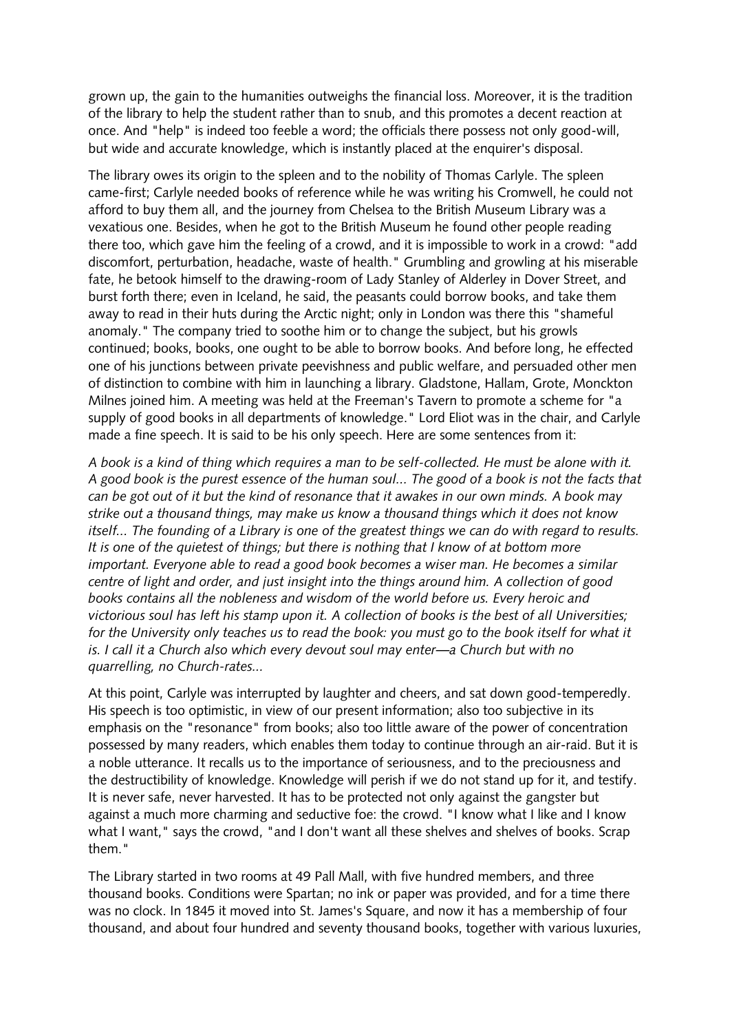grown up, the gain to the humanities outweighs the financial loss. Moreover, it is the tradition of the library to help the student rather than to snub, and this promotes a decent reaction at once. And "help" is indeed too feeble a word; the officials there possess not only good-will, but wide and accurate knowledge, which is instantly placed at the enquirer's disposal.

The library owes its origin to the spleen and to the nobility of Thomas Carlyle. The spleen came-first; Carlyle needed books of reference while he was writing his Cromwell, he could not afford to buy them all, and the journey from Chelsea to the British Museum Library was a vexatious one. Besides, when he got to the British Museum he found other people reading there too, which gave him the feeling of a crowd, and it is impossible to work in a crowd: "add discomfort, perturbation, headache, waste of health." Grumbling and growling at his miserable fate, he betook himself to the drawing-room of Lady Stanley of Alderley in Dover Street, and burst forth there; even in Iceland, he said, the peasants could borrow books, and take them away to read in their huts during the Arctic night; only in London was there this "shameful anomaly." The company tried to soothe him or to change the subject, but his growls continued; books, books, one ought to be able to borrow books. And before long, he effected one of his junctions between private peevishness and public welfare, and persuaded other men of distinction to combine with him in launching a library. Gladstone, Hallam, Grote, Monckton Milnes joined him. A meeting was held at the Freeman's Tavern to promote a scheme for "a supply of good books in all departments of knowledge." Lord Eliot was in the chair, and Carlyle made a fine speech. It is said to be his only speech. Here are some sentences from it:

*A book is a kind of thing which requires a man to be self-collected. He must be alone with it. A good book is the purest essence of the human soul... The good of a book is not the facts that can be got out of it but the kind of resonance that it awakes in our own minds. A book may strike out a thousand things, may make us know a thousand things which it does not know itself... The founding of a Library is one of the greatest things we can do with regard to results. It is one of the quietest of things; but there is nothing that I know of at bottom more important. Everyone able to read a good book becomes a wiser man. He becomes a similar centre of light and order, and just insight into the things around him. A collection of good books contains all the nobleness and wisdom of the world before us. Every heroic and victorious soul has left his stamp upon it. A collection of books is the best of all Universities; for the University only teaches us to read the book: you must go to the book itself for what it is. I call it a Church also which every devout soul may enter—a Church but with no quarrelling, no Church-rates...*

At this point, Carlyle was interrupted by laughter and cheers, and sat down good-temperedly. His speech is too optimistic, in view of our present information; also too subjective in its emphasis on the "resonance" from books; also too little aware of the power of concentration possessed by many readers, which enables them today to continue through an air-raid. But it is a noble utterance. It recalls us to the importance of seriousness, and to the preciousness and the destructibility of knowledge. Knowledge will perish if we do not stand up for it, and testify. It is never safe, never harvested. It has to be protected not only against the gangster but against a much more charming and seductive foe: the crowd. "I know what I like and I know what I want," says the crowd, "and I don't want all these shelves and shelves of books. Scrap them."

The Library started in two rooms at 49 Pall Mall, with five hundred members, and three thousand books. Conditions were Spartan; no ink or paper was provided, and for a time there was no clock. In 1845 it moved into St. James's Square, and now it has a membership of four thousand, and about four hundred and seventy thousand books, together with various luxuries,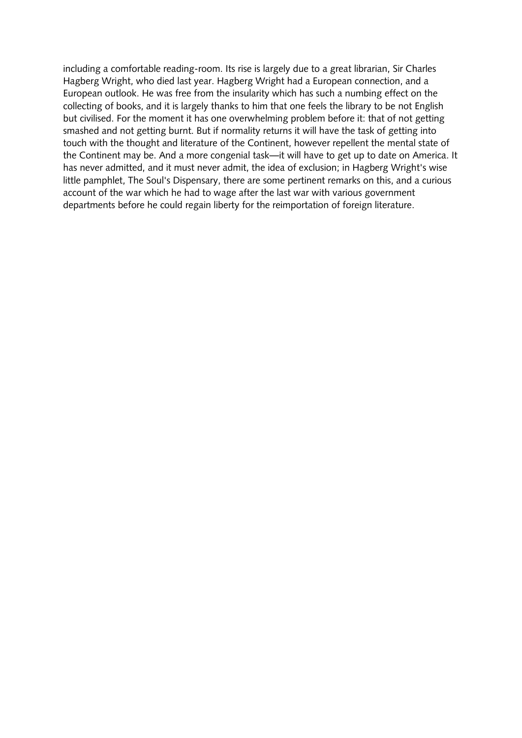including a comfortable reading-room. Its rise is largely due to a great librarian, Sir Charles Hagberg Wright, who died last year. Hagberg Wright had a European connection, and a European outlook. He was free from the insularity which has such a numbing effect on the collecting of books, and it is largely thanks to him that one feels the library to be not English but civilised. For the moment it has one overwhelming problem before it: that of not getting smashed and not getting burnt. But if normality returns it will have the task of getting into touch with the thought and literature of the Continent, however repellent the mental state of the Continent may be. And a more congenial task—it will have to get up to date on America. It has never admitted, and it must never admit, the idea of exclusion; in Hagberg Wright's wise little pamphlet, The Soul's Dispensary, there are some pertinent remarks on this, and a curious account of the war which he had to wage after the last war with various government departments before he could regain liberty for the reimportation of foreign literature.